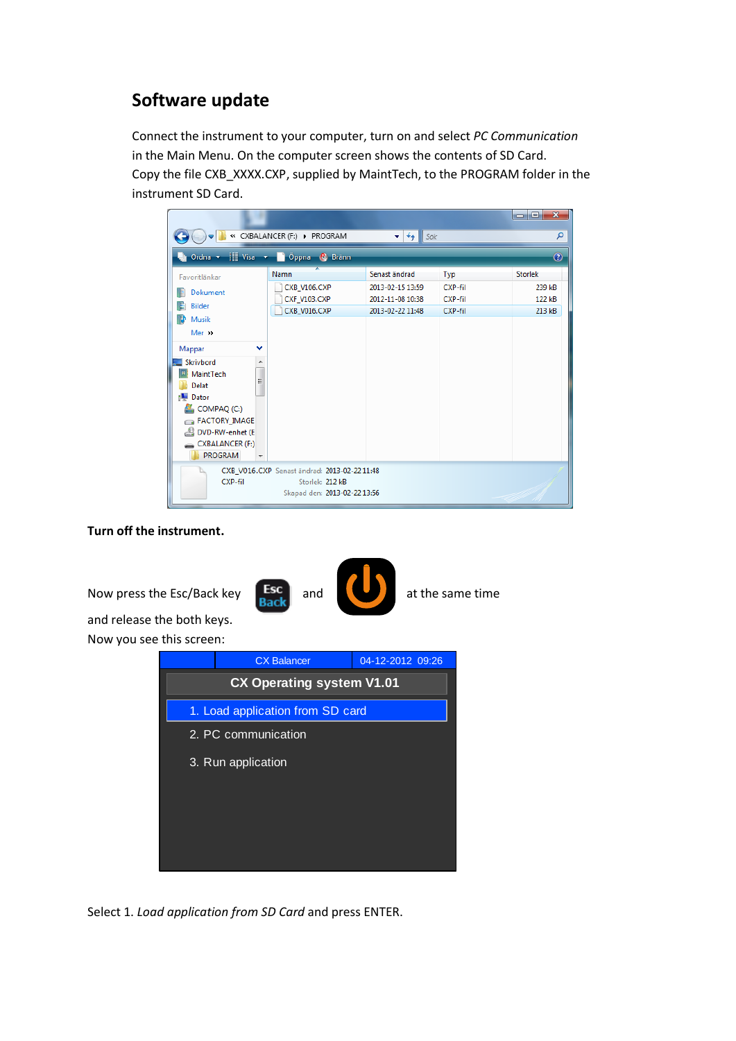## Software update

Connect the instrument to your computer, turn on and select *PC Communication* in the Main Menu. On the computer screen shows the contents of SD Card. Copy the file CXB_XXXX.CXP, supplied by MaintTech, to the PROGRAM folder in the instrument SD Card.

**Turn off the instrument.**

Now press the Esc/Back key and at the same time and release the both keys.

Now you see this screen:

Select 1. *Load application from SD Card* and press ENTER.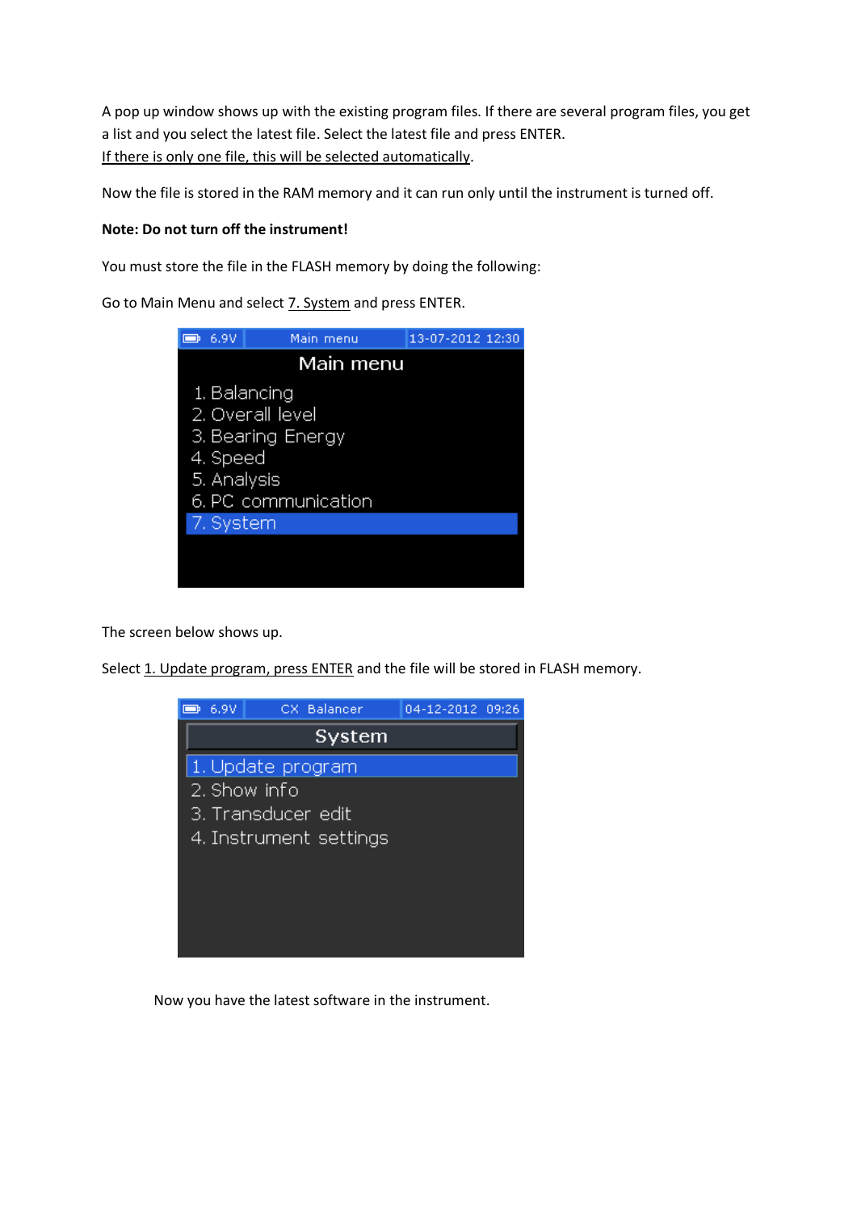A pop up window shows up with the existing program files. If there are several program files, you get a list and you select the latest file. Select the latest file and press ENTER.
If there is only one file, this will be selected automatically.

Now the file is stored in the RAM memory and it can run only until the instrument is turned off.

**Note: Do not turn off the instrument!**

You must store the file in the FLASH memory by doing the following:

Go to Main Menu and select 7. System and press ENTER.

The screen below shows up.

Select 1. Update program, press ENTER and the file will be stored in FLASH memory.

Now you have the latest software in the instrument.